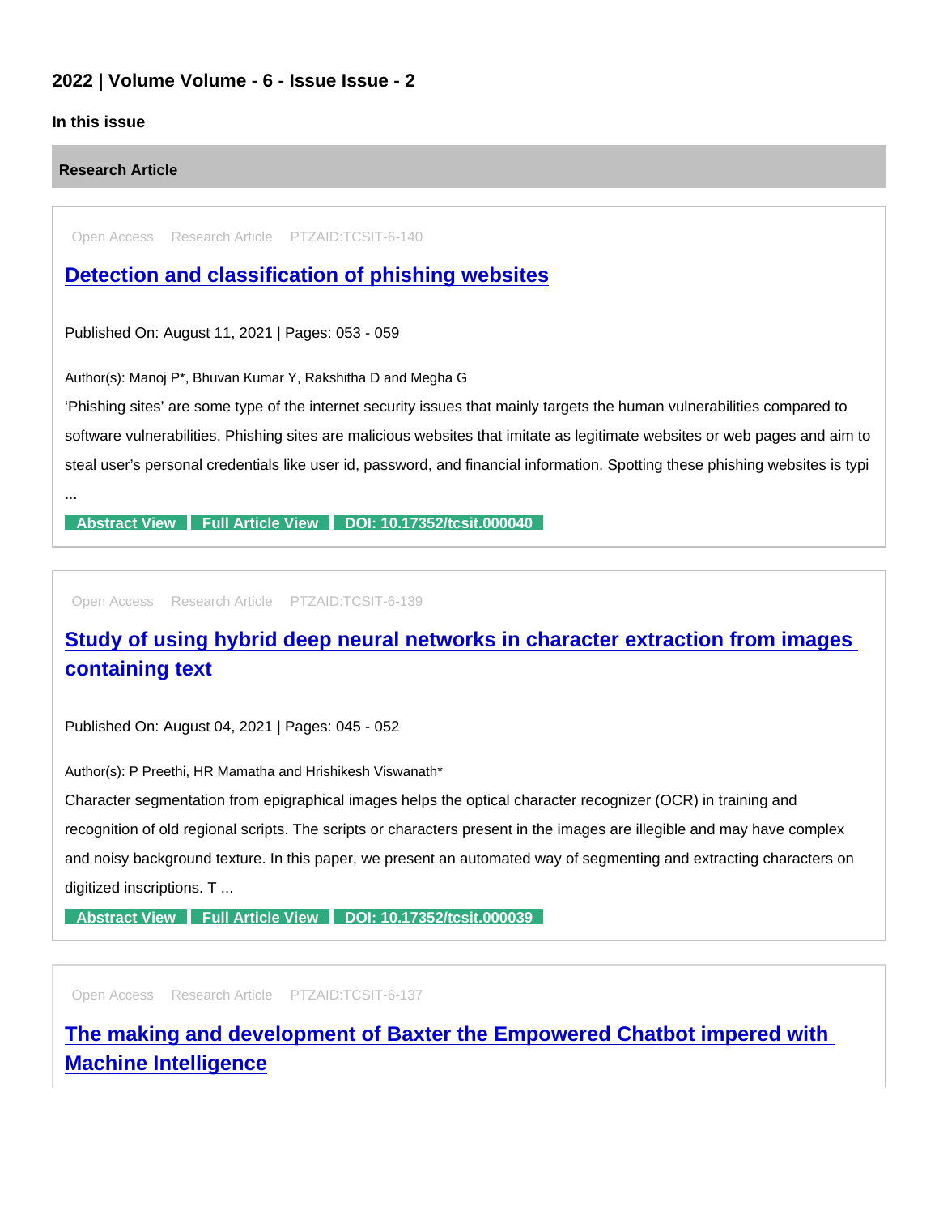## 2022 | Volume Volume - 6 - Issue Issue - 2

**In this issue**

**Research Article**

Open Access Research Article PTZAID:TCSIT-6-140

### Detection and classification of phishing websites

Published On: August 11, 2021 | Pages: 053 - 059

Author(s): Manoj P*, Bhuvan Kumar Y, Rakshitha D and Megha G

'Phishing sites' are some type of the internet security issues that mainly targets the human vulnerabilities compared to software vulnerabilities. Phishing sites are malicious websites that imitate as legitimate websites or web pages and aim to steal user's personal credentials like user id, password, and financial information. Spotting these phishing websites is typi ...

Abstract View | Full Article View | DOI: 10.17352/tcsit.000040

Open Access Research Article PTZAID:TCSIT-6-139

### Study of using hybrid deep neural networks in character extraction from images containing text

Published On: August 04, 2021 | Pages: 045 - 052

Author(s): P Preethi, HR Mamatha and Hrishikesh Viswanath*

Character segmentation from epigraphical images helps the optical character recognizer (OCR) in training and recognition of old regional scripts. The scripts or characters present in the images are illegible and may have complex and noisy background texture. In this paper, we present an automated way of segmenting and extracting characters on digitized inscriptions. T ...

Abstract View | Full Article View | DOI: 10.17352/tcsit.000039

Open Access Research Article PTZAID:TCSIT-6-137

### The making and development of Baxter the Empowered Chatbot impered with Machine Intelligence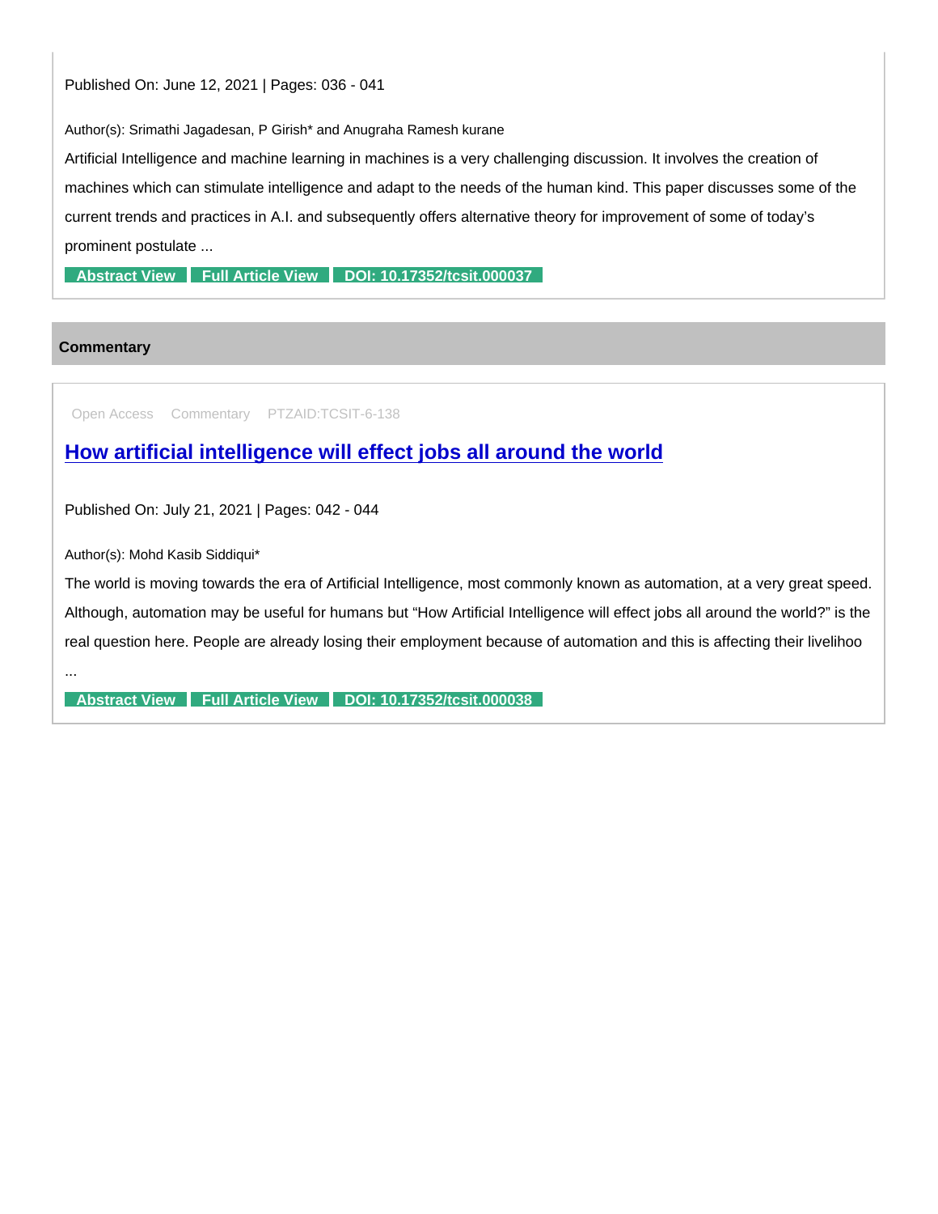Published On: June 12, 2021 | Pages: 036 - 041

Author(s): Srimathi Jagadesan, P Girish* and Anugraha Ramesh kurane

Artificial Intelligence and machine learning in machines is a very challenging discussion. It involves the creation of machines which can stimulate intelligence and adapt to the needs of the human kind. This paper discusses some of the current trends and practices in A.I. and subsequently offers alternative theory for improvement of some of today's prominent postulate ...

**Abstract View** | **Full Article View** | **DOI: 10.17352/tcsit.000037**

## Commentary

Open Access Commentary PTZAID:TCSIT-6-138

### How artificial intelligence will effect jobs all around the world

Published On: July 21, 2021 | Pages: 042 - 044

Author(s): Mohd Kasib Siddiqui*

The world is moving towards the era of Artificial Intelligence, most commonly known as automation, at a very great speed. Although, automation may be useful for humans but "How Artificial Intelligence will effect jobs all around the world?" is the real question here. People are already losing their employment because of automation and this is affecting their livelihoo ...

**Abstract View** | **Full Article View** | **DOI: 10.17352/tcsit.000038**